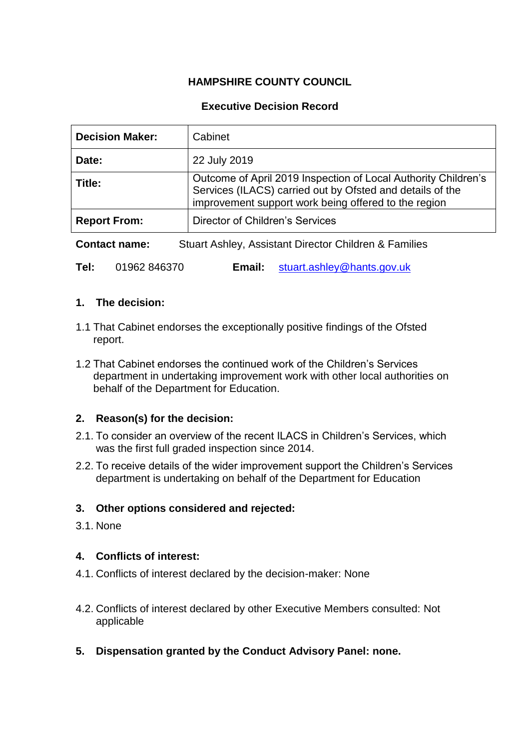# HAMPSHIRE COUNTY COUNCIL

## Executive Decision Record

| **Decision Maker:** | Cabinet |
|---|---|
| **Date:** | 22 July 2019 |
| **Title:** | Outcome of April 2019 Inspection of Local Authority Children's Services (ILACS) carried out by Ofsted and details of the improvement support work being offered to the region |
| **Report From:** | Director of Children's Services |

**Contact name:** Stuart Ashley, Assistant Director Children & Families

**Tel:** 01962 846370 **Email:** stuart.ashley@hants.gov.uk

### 1. The decision:

1.1 That Cabinet endorses the exceptionally positive findings of the Ofsted report.

1.2 That Cabinet endorses the continued work of the Children's Services department in undertaking improvement work with other local authorities on behalf of the Department for Education.

### 2. Reason(s) for the decision:

2.1. To consider an overview of the recent ILACS in Children's Services, which was the first full graded inspection since 2014.

2.2. To receive details of the wider improvement support the Children's Services department is undertaking on behalf of the Department for Education

### 3. Other options considered and rejected:

3.1. None

### 4. Conflicts of interest:

4.1. Conflicts of interest declared by the decision-maker: None

4.2. Conflicts of interest declared by other Executive Members consulted: Not applicable

### 5. Dispensation granted by the Conduct Advisory Panel: none.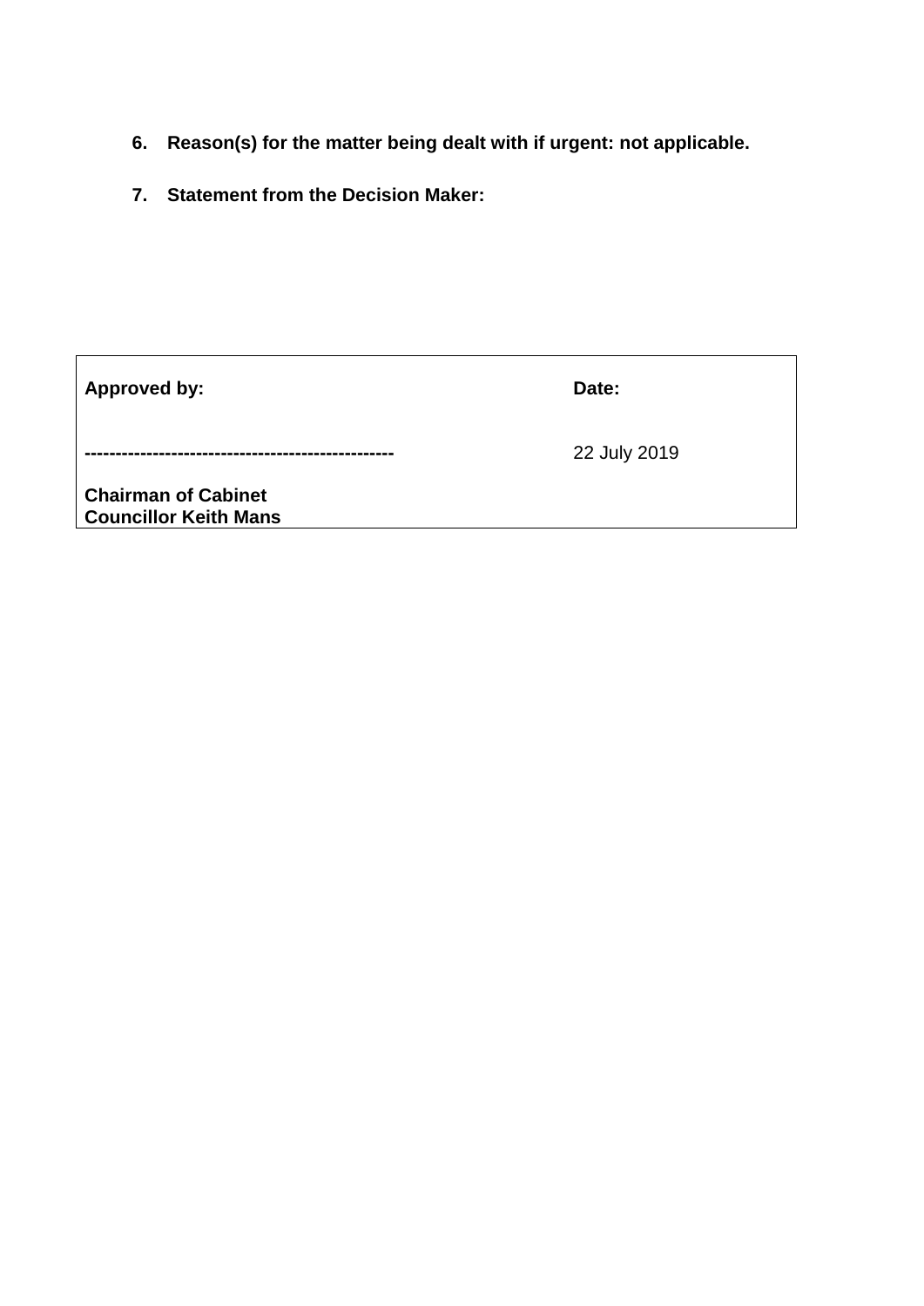6. **Reason(s) for the matter being dealt with if urgent: not applicable.**

7. **Statement from the Decision Maker:**

| | |
|---|---|
| **Approved by:** | **Date:** |
| **-------------------------------------------------** | 22 July 2019 |
| **Chairman of Cabinet**<br>**Councillor Keith Mans** | |